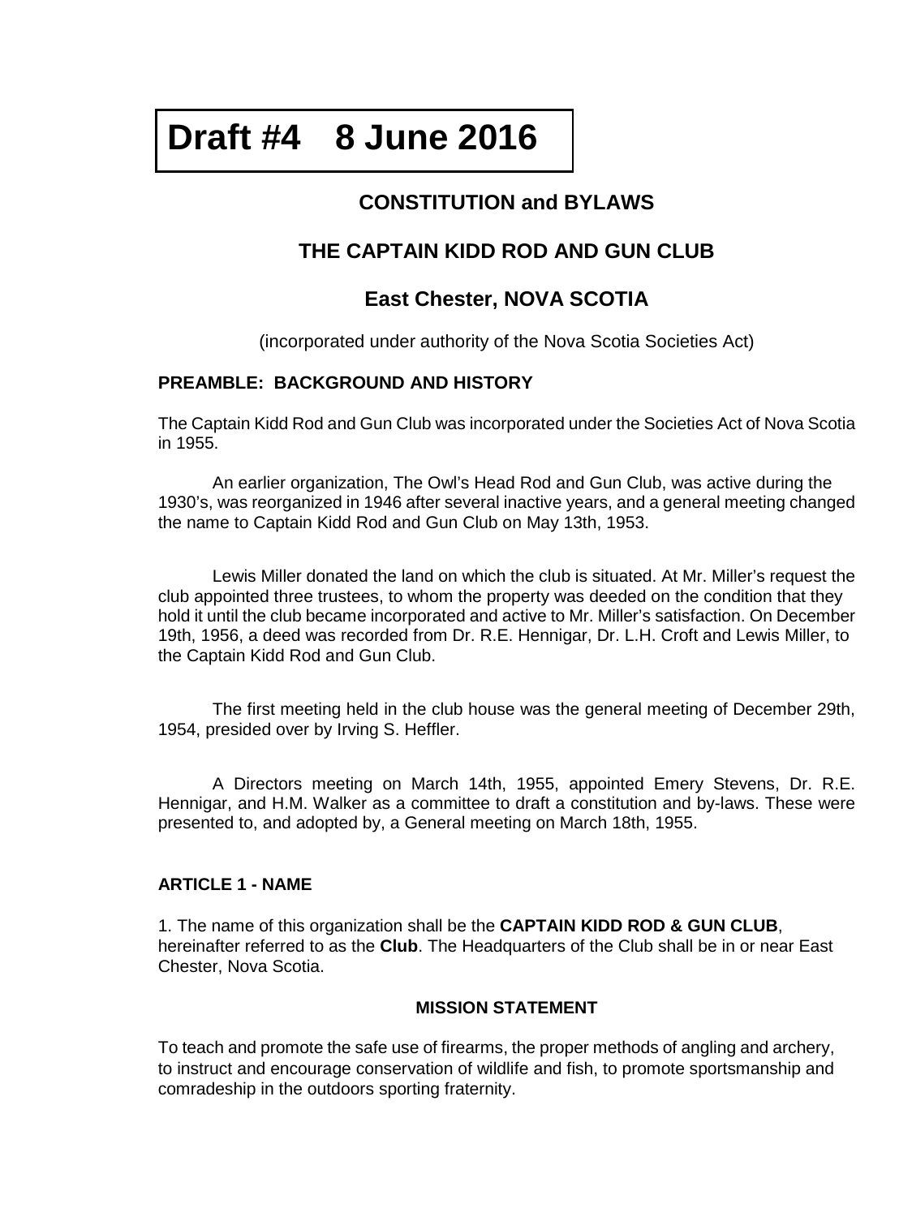**Draft #4    8 June 2016**

# CONSTITUTION and BYLAWS

# THE CAPTAIN KIDD ROD AND GUN CLUB

## East Chester, NOVA SCOTIA

(incorporated under authority of the Nova Scotia Societies Act)

### PREAMBLE: BACKGROUND AND HISTORY

The Captain Kidd Rod and Gun Club was incorporated under the Societies Act of Nova Scotia in 1955.

An earlier organization, The Owl's Head Rod and Gun Club, was active during the 1930's, was reorganized in 1946 after several inactive years, and a general meeting changed the name to Captain Kidd Rod and Gun Club on May 13th, 1953.

Lewis Miller donated the land on which the club is situated. At Mr. Miller's request the club appointed three trustees, to whom the property was deeded on the condition that they hold it until the club became incorporated and active to Mr. Miller's satisfaction. On December 19th, 1956, a deed was recorded from Dr. R.E. Hennigar, Dr. L.H. Croft and Lewis Miller, to the Captain Kidd Rod and Gun Club.

The first meeting held in the club house was the general meeting of December 29th, 1954, presided over by Irving S. Heffler.

A Directors meeting on March 14th, 1955, appointed Emery Stevens, Dr. R.E. Hennigar, and H.M. Walker as a committee to draft a constitution and by-laws. These were presented to, and adopted by, a General meeting on March 18th, 1955.

### ARTICLE 1 - NAME

1. The name of this organization shall be the **CAPTAIN KIDD ROD & GUN CLUB**, hereinafter referred to as the **Club**. The Headquarters of the Club shall be in or near East Chester, Nova Scotia.

#### MISSION STATEMENT

To teach and promote the safe use of firearms, the proper methods of angling and archery, to instruct and encourage conservation of wildlife and fish, to promote sportsmanship and comradeship in the outdoors sporting fraternity.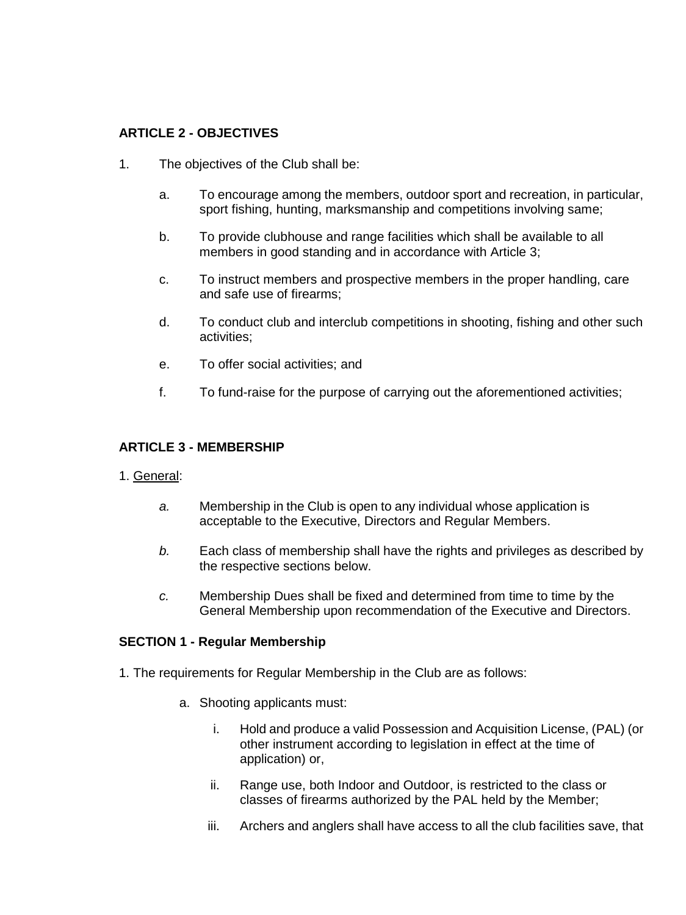## ARTICLE 2 - OBJECTIVES

1. The objectives of the Club shall be:

   a. To encourage among the members, outdoor sport and recreation, in particular, sport fishing, hunting, marksmanship and competitions involving same;

   b. To provide clubhouse and range facilities which shall be available to all members in good standing and in accordance with Article 3;

   c. To instruct members and prospective members in the proper handling, care and safe use of firearms;

   d. To conduct club and interclub competitions in shooting, fishing and other such activities;

   e. To offer social activities; and

   f. To fund-raise for the purpose of carrying out the aforementioned activities;

## ARTICLE 3 - MEMBERSHIP

1. <u>General</u>:

   *a.* Membership in the Club is open to any individual whose application is acceptable to the Executive, Directors and Regular Members.

   *b.* Each class of membership shall have the rights and privileges as described by the respective sections below.

   *c.* Membership Dues shall be fixed and determined from time to time by the General Membership upon recommendation of the Executive and Directors.

### SECTION 1 - Regular Membership

1. The requirements for Regular Membership in the Club are as follows:

   a. Shooting applicants must:

      i. Hold and produce a valid Possession and Acquisition License, (PAL) (or other instrument according to legislation in effect at the time of application) or,

      ii. Range use, both Indoor and Outdoor, is restricted to the class or classes of firearms authorized by the PAL held by the Member;

      iii. Archers and anglers shall have access to all the club facilities save, that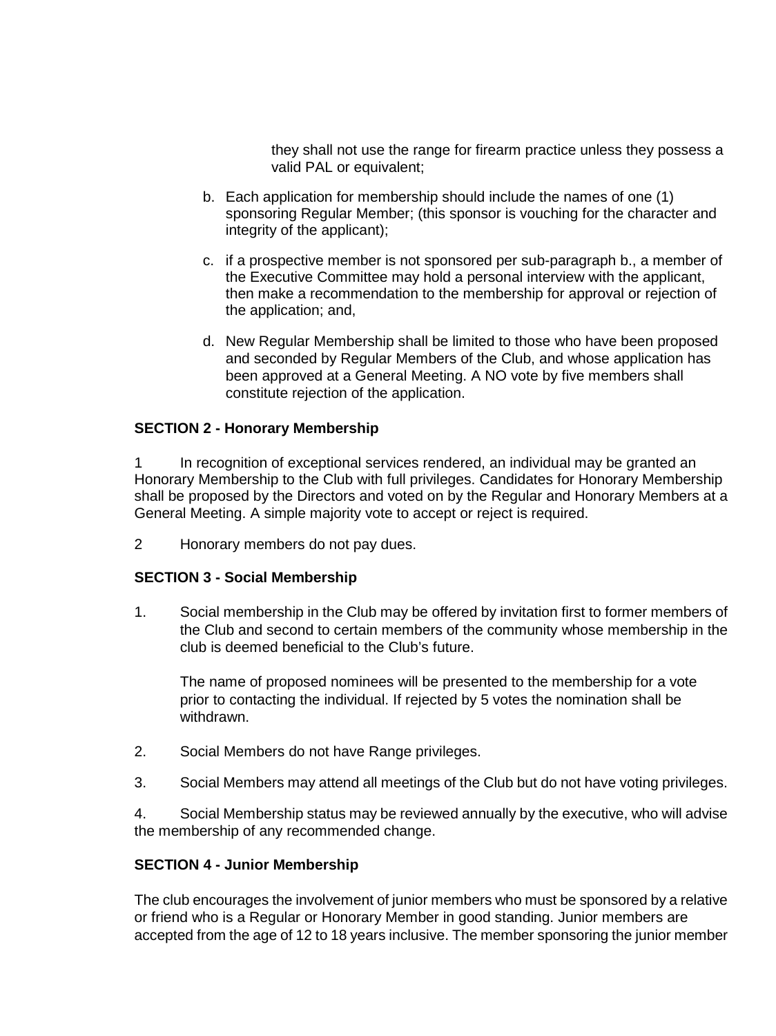they shall not use the range for firearm practice unless they possess a valid PAL or equivalent;

b. Each application for membership should include the names of one (1) sponsoring Regular Member; (this sponsor is vouching for the character and integrity of the applicant);

c. if a prospective member is not sponsored per sub-paragraph b., a member of the Executive Committee may hold a personal interview with the applicant, then make a recommendation to the membership for approval or rejection of the application; and,

d. New Regular Membership shall be limited to those who have been proposed and seconded by Regular Members of the Club, and whose application has been approved at a General Meeting. A NO vote by five members shall constitute rejection of the application.

**SECTION 2 - Honorary Membership**

1 In recognition of exceptional services rendered, an individual may be granted an Honorary Membership to the Club with full privileges. Candidates for Honorary Membership shall be proposed by the Directors and voted on by the Regular and Honorary Members at a General Meeting. A simple majority vote to accept or reject is required.

2 Honorary members do not pay dues.

**SECTION 3 - Social Membership**

1. Social membership in the Club may be offered by invitation first to former members of the Club and second to certain members of the community whose membership in the club is deemed beneficial to the Club's future.

   The name of proposed nominees will be presented to the membership for a vote prior to contacting the individual. If rejected by 5 votes the nomination shall be withdrawn.

2. Social Members do not have Range privileges.

3. Social Members may attend all meetings of the Club but do not have voting privileges.

4. Social Membership status may be reviewed annually by the executive, who will advise the membership of any recommended change.

**SECTION 4 - Junior Membership**

The club encourages the involvement of junior members who must be sponsored by a relative or friend who is a Regular or Honorary Member in good standing. Junior members are accepted from the age of 12 to 18 years inclusive. The member sponsoring the junior member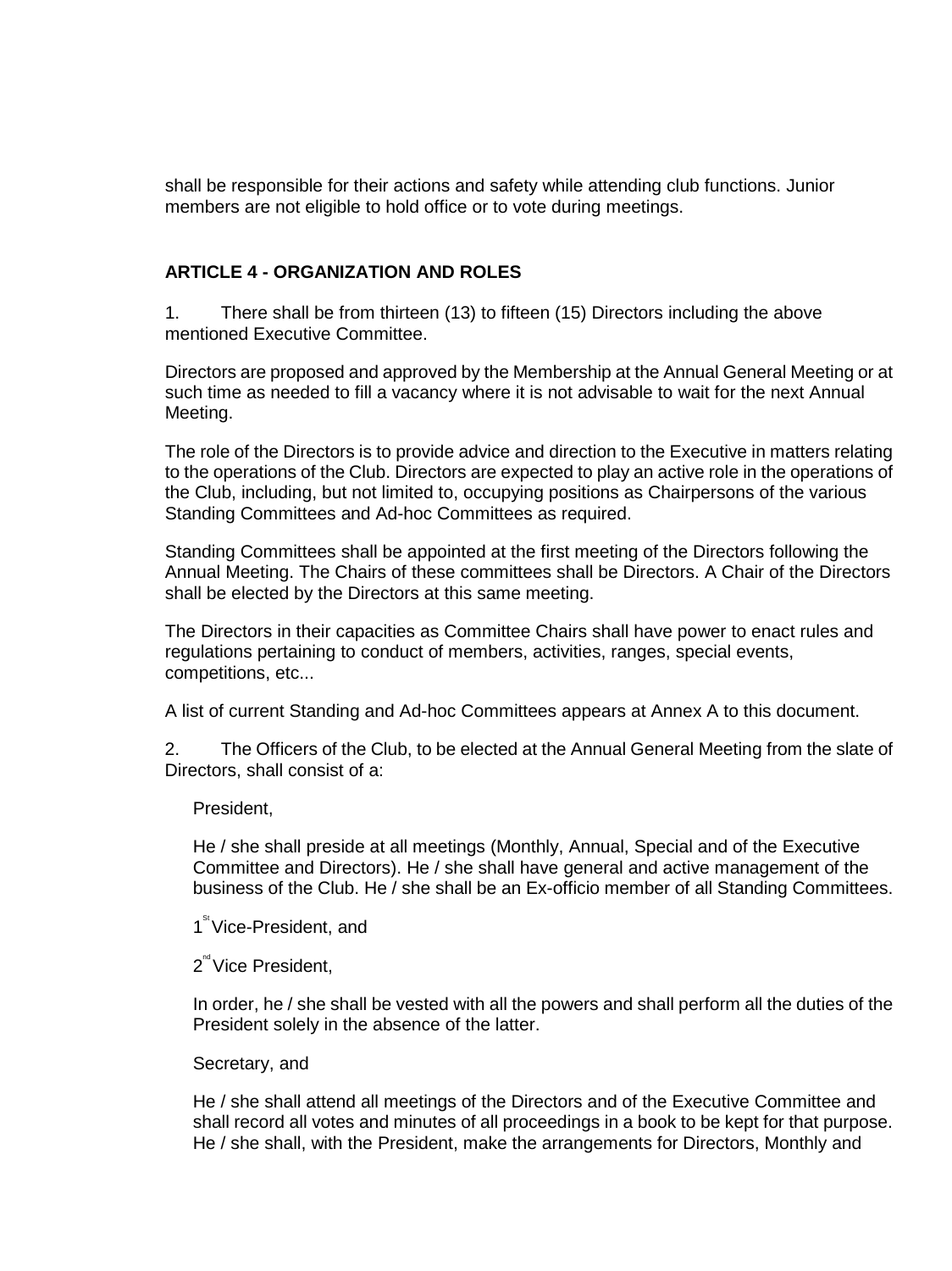shall be responsible for their actions and safety while attending club functions. Junior members are not eligible to hold office or to vote during meetings.

### ARTICLE 4 - ORGANIZATION AND ROLES

1. There shall be from thirteen (13) to fifteen (15) Directors including the above mentioned Executive Committee.

Directors are proposed and approved by the Membership at the Annual General Meeting or at such time as needed to fill a vacancy where it is not advisable to wait for the next Annual Meeting.

The role of the Directors is to provide advice and direction to the Executive in matters relating to the operations of the Club. Directors are expected to play an active role in the operations of the Club, including, but not limited to, occupying positions as Chairpersons of the various Standing Committees and Ad-hoc Committees as required.

Standing Committees shall be appointed at the first meeting of the Directors following the Annual Meeting. The Chairs of these committees shall be Directors. A Chair of the Directors shall be elected by the Directors at this same meeting.

The Directors in their capacities as Committee Chairs shall have power to enact rules and regulations pertaining to conduct of members, activities, ranges, special events, competitions, etc...

A list of current Standing and Ad-hoc Committees appears at Annex A to this document.

2. The Officers of the Club, to be elected at the Annual General Meeting from the slate of Directors, shall consist of a:

President,

He / she shall preside at all meetings (Monthly, Annual, Special and of the Executive Committee and Directors). He / she shall have general and active management of the business of the Club. He / she shall be an Ex-officio member of all Standing Committees.

1st Vice-President, and

2nd Vice President,

In order, he / she shall be vested with all the powers and shall perform all the duties of the President solely in the absence of the latter.

Secretary, and

He / she shall attend all meetings of the Directors and of the Executive Committee and shall record all votes and minutes of all proceedings in a book to be kept for that purpose. He / she shall, with the President, make the arrangements for Directors, Monthly and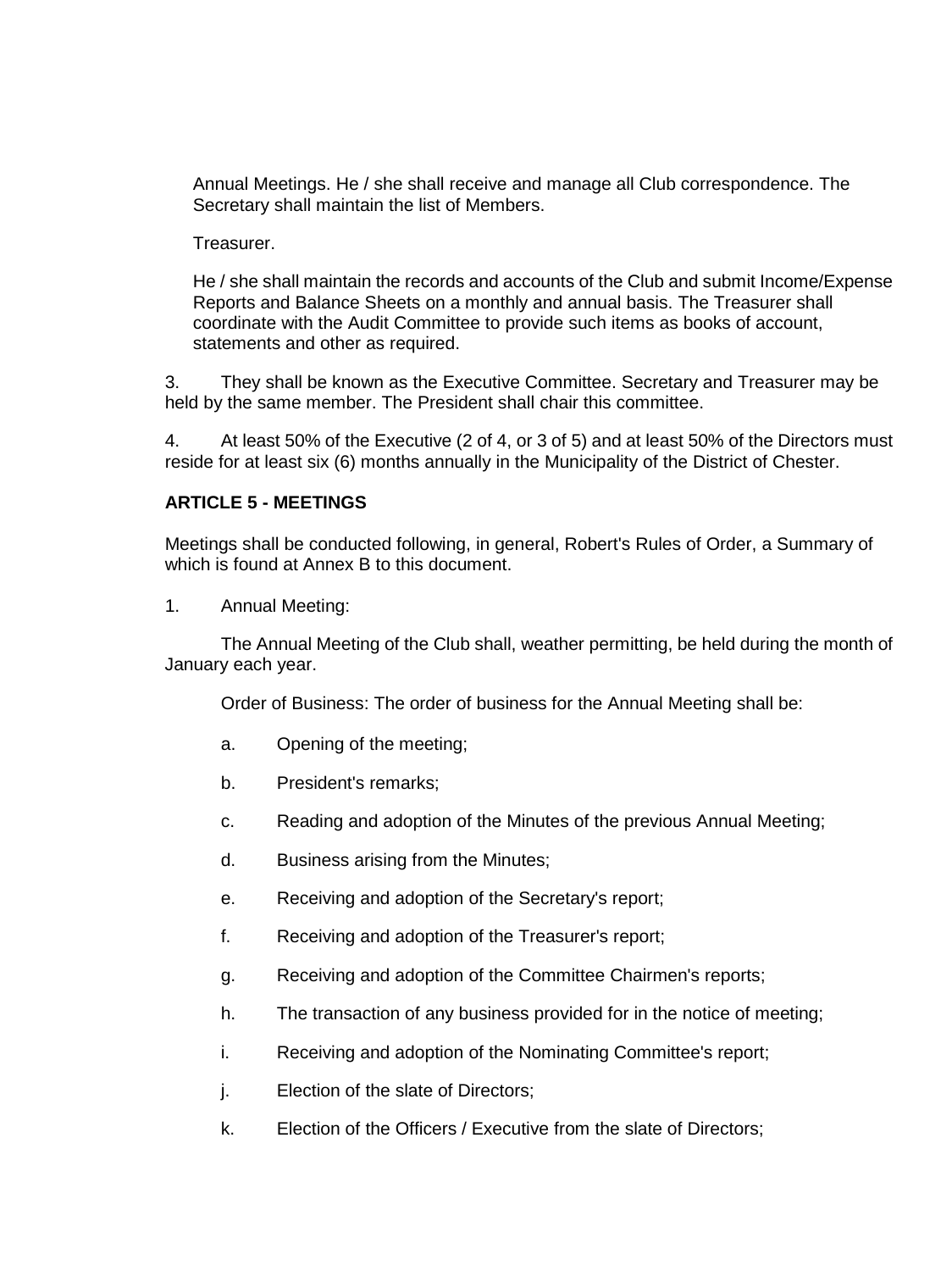Annual Meetings. He / she shall receive and manage all Club correspondence. The Secretary shall maintain the list of Members.

Treasurer.

He / she shall maintain the records and accounts of the Club and submit Income/Expense Reports and Balance Sheets on a monthly and annual basis. The Treasurer shall coordinate with the Audit Committee to provide such items as books of account, statements and other as required.

3. They shall be known as the Executive Committee. Secretary and Treasurer may be held by the same member. The President shall chair this committee.

4. At least 50% of the Executive (2 of 4, or 3 of 5) and at least 50% of the Directors must reside for at least six (6) months annually in the Municipality of the District of Chester.

**ARTICLE 5 - MEETINGS**

Meetings shall be conducted following, in general, Robert's Rules of Order, a Summary of which is found at Annex B to this document.

1. Annual Meeting:

The Annual Meeting of the Club shall, weather permitting, be held during the month of January each year.

Order of Business: The order of business for the Annual Meeting shall be:

a. Opening of the meeting;

b. President's remarks;

c. Reading and adoption of the Minutes of the previous Annual Meeting;

d. Business arising from the Minutes;

e. Receiving and adoption of the Secretary's report;

f. Receiving and adoption of the Treasurer's report;

g. Receiving and adoption of the Committee Chairmen's reports;

h. The transaction of any business provided for in the notice of meeting;

i. Receiving and adoption of the Nominating Committee's report;

j. Election of the slate of Directors;

k. Election of the Officers / Executive from the slate of Directors;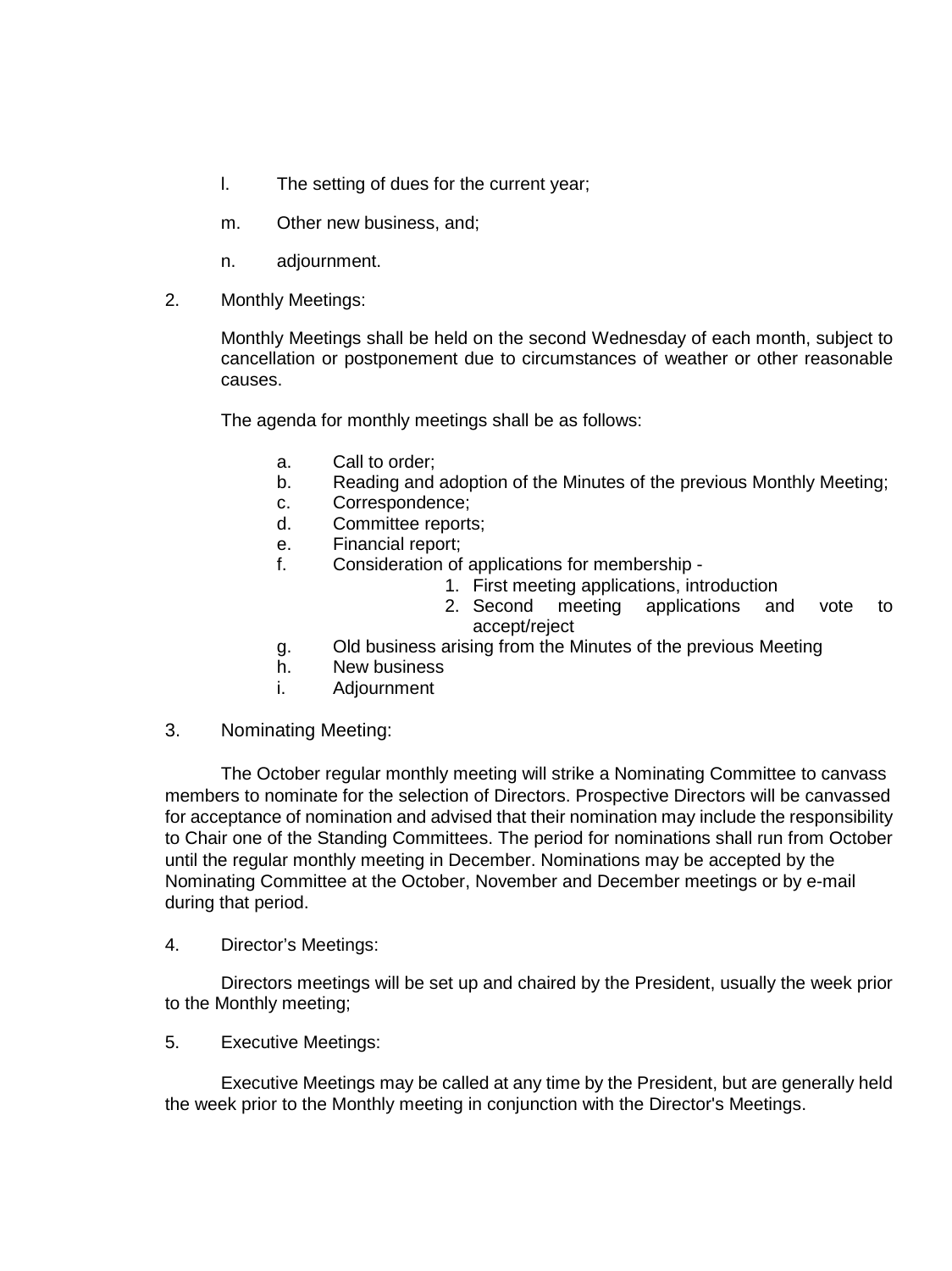l. The setting of dues for the current year;

m. Other new business, and;

n. adjournment.

2. Monthly Meetings:

Monthly Meetings shall be held on the second Wednesday of each month, subject to cancellation or postponement due to circumstances of weather or other reasonable causes.

The agenda for monthly meetings shall be as follows:

a. Call to order;
b. Reading and adoption of the Minutes of the previous Monthly Meeting;
c. Correspondence;
d. Committee reports;
e. Financial report;
f. Consideration of applications for membership -
   1. First meeting applications, introduction
   2. Second meeting applications and vote to accept/reject
g. Old business arising from the Minutes of the previous Meeting
h. New business
i. Adjournment

3. Nominating Meeting:

The October regular monthly meeting will strike a Nominating Committee to canvass members to nominate for the selection of Directors. Prospective Directors will be canvassed for acceptance of nomination and advised that their nomination may include the responsibility to Chair one of the Standing Committees. The period for nominations shall run from October until the regular monthly meeting in December. Nominations may be accepted by the Nominating Committee at the October, November and December meetings or by e-mail during that period.

4. Director's Meetings:

Directors meetings will be set up and chaired by the President, usually the week prior to the Monthly meeting;

5. Executive Meetings:

Executive Meetings may be called at any time by the President, but are generally held the week prior to the Monthly meeting in conjunction with the Director's Meetings.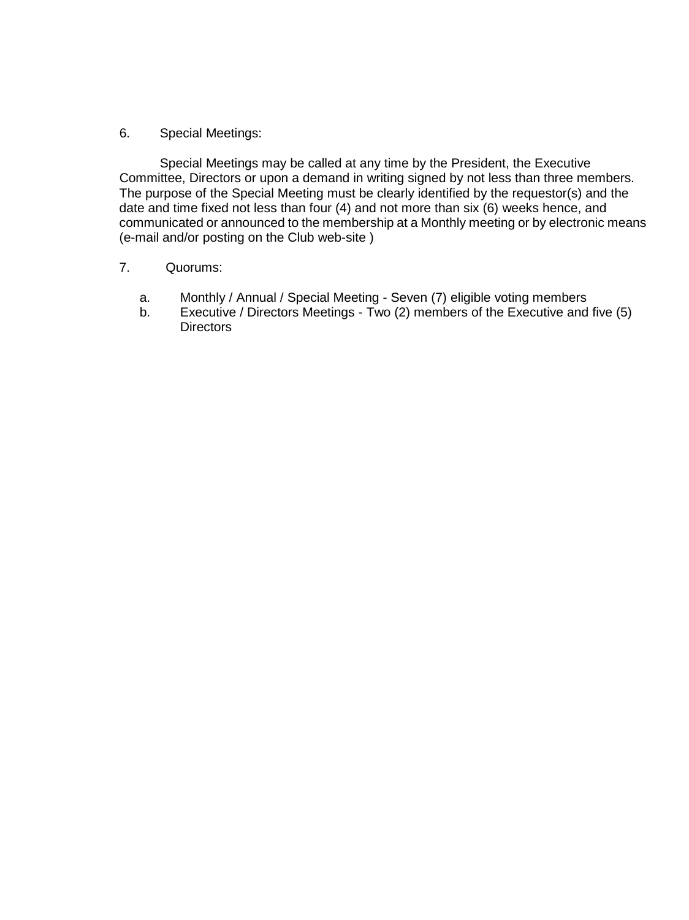6. Special Meetings:

Special Meetings may be called at any time by the President, the Executive Committee, Directors or upon a demand in writing signed by not less than three members. The purpose of the Special Meeting must be clearly identified by the requestor(s) and the date and time fixed not less than four (4) and not more than six (6) weeks hence, and communicated or announced to the membership at a Monthly meeting or by electronic means (e-mail and/or posting on the Club web-site )

7. Quorums:

a. Monthly / Annual / Special Meeting - Seven (7) eligible voting members
b. Executive / Directors Meetings - Two (2) members of the Executive and five (5) Directors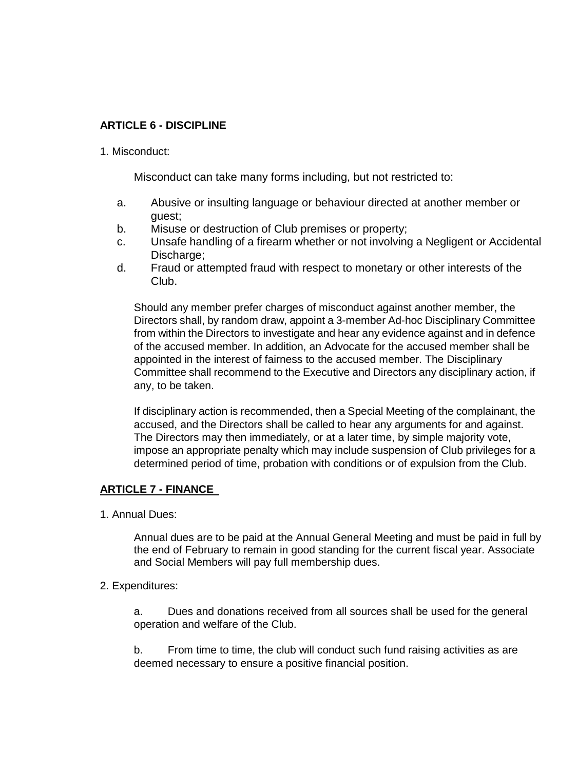## ARTICLE 6 - DISCIPLINE

1. Misconduct:

   Misconduct can take many forms including, but not restricted to:

   a. Abusive or insulting language or behaviour directed at another member or guest;
   b. Misuse or destruction of Club premises or property;
   c. Unsafe handling of a firearm whether or not involving a Negligent or Accidental Discharge;
   d. Fraud or attempted fraud with respect to monetary or other interests of the Club.

   Should any member prefer charges of misconduct against another member, the Directors shall, by random draw, appoint a 3-member Ad-hoc Disciplinary Committee from within the Directors to investigate and hear any evidence against and in defence of the accused member. In addition, an Advocate for the accused member shall be appointed in the interest of fairness to the accused member. The Disciplinary Committee shall recommend to the Executive and Directors any disciplinary action, if any, to be taken.

   If disciplinary action is recommended, then a Special Meeting of the complainant, the accused, and the Directors shall be called to hear any arguments for and against. The Directors may then immediately, or at a later time, by simple majority vote, impose an appropriate penalty which may include suspension of Club privileges for a determined period of time, probation with conditions or of expulsion from the Club.

## ARTICLE 7 - FINANCE

1. Annual Dues:

   Annual dues are to be paid at the Annual General Meeting and must be paid in full by the end of February to remain in good standing for the current fiscal year. Associate and Social Members will pay full membership dues.

2. Expenditures:

   a. Dues and donations received from all sources shall be used for the general operation and welfare of the Club.

   b. From time to time, the club will conduct such fund raising activities as are deemed necessary to ensure a positive financial position.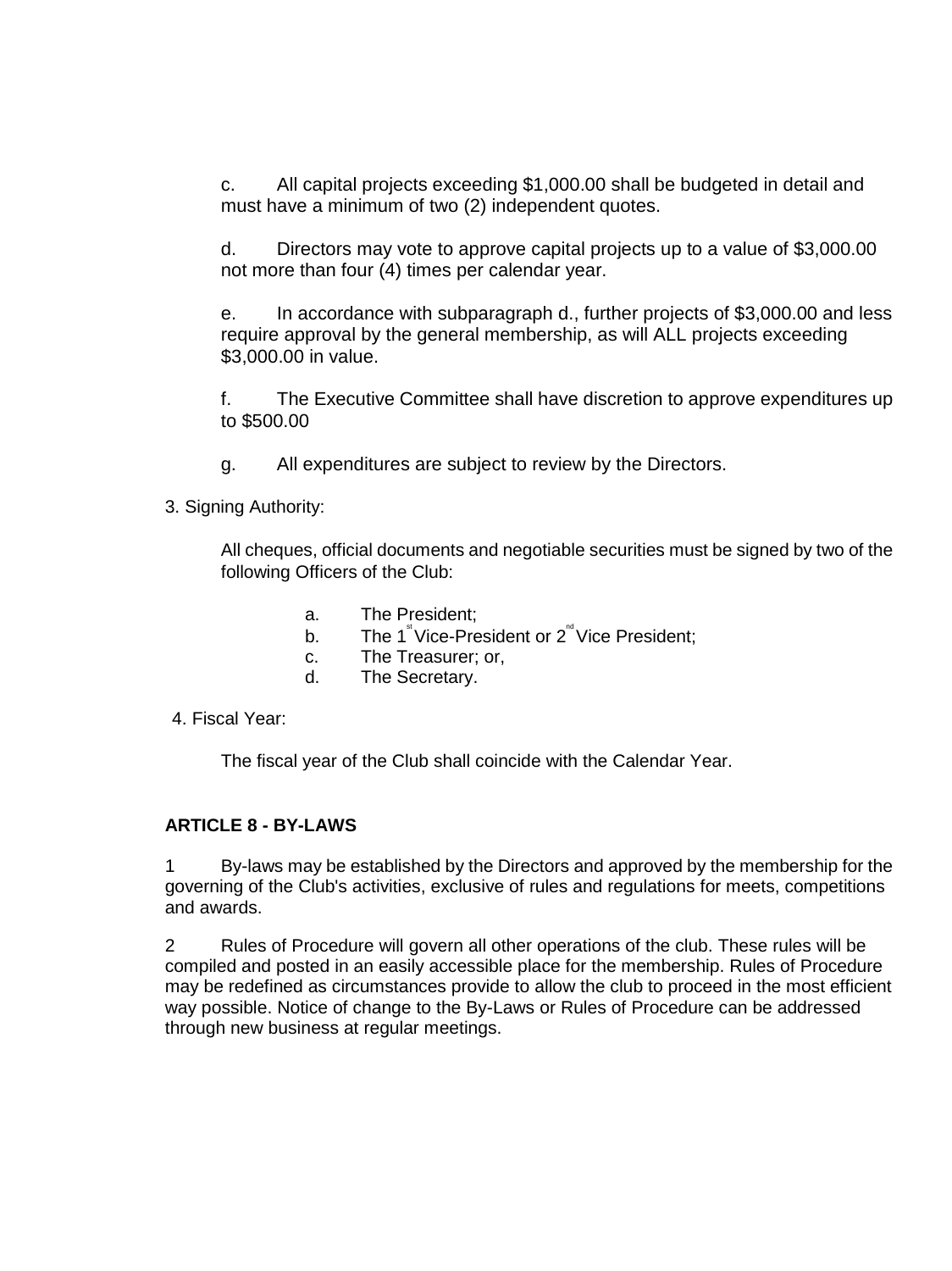c. All capital projects exceeding $1,000.00 shall be budgeted in detail and must have a minimum of two (2) independent quotes.

d. Directors may vote to approve capital projects up to a value of $3,000.00 not more than four (4) times per calendar year.

e. In accordance with subparagraph d., further projects of $3,000.00 and less require approval by the general membership, as will ALL projects exceeding $3,000.00 in value.

f. The Executive Committee shall have discretion to approve expenditures up to $500.00

g. All expenditures are subject to review by the Directors.

3. Signing Authority:

All cheques, official documents and negotiable securities must be signed by two of the following Officers of the Club:

a. The President;
b. The 1st Vice-President or 2nd Vice President;
c. The Treasurer; or,
d. The Secretary.

4. Fiscal Year:

The fiscal year of the Club shall coincide with the Calendar Year.

**ARTICLE 8 - BY-LAWS**

1 By-laws may be established by the Directors and approved by the membership for the governing of the Club's activities, exclusive of rules and regulations for meets, competitions and awards.

2 Rules of Procedure will govern all other operations of the club. These rules will be compiled and posted in an easily accessible place for the membership. Rules of Procedure may be redefined as circumstances provide to allow the club to proceed in the most efficient way possible. Notice of change to the By-Laws or Rules of Procedure can be addressed through new business at regular meetings.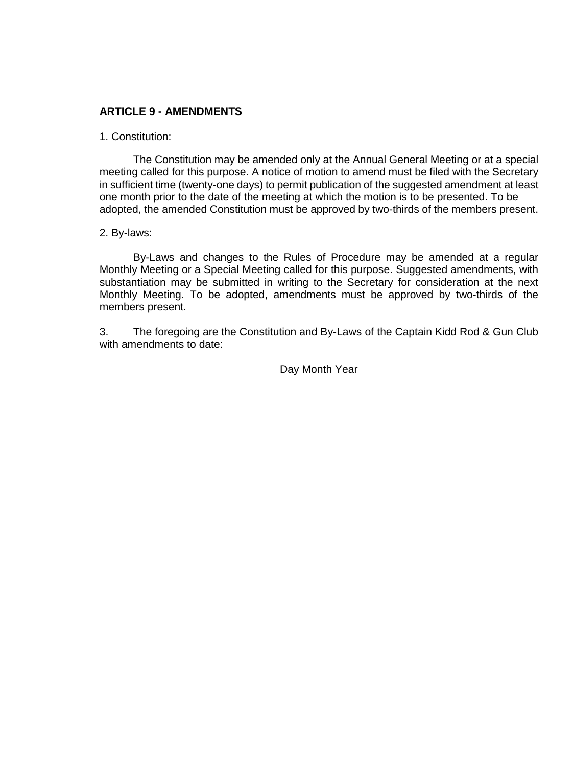**ARTICLE 9 - AMENDMENTS**

1. Constitution:

The Constitution may be amended only at the Annual General Meeting or at a special meeting called for this purpose. A notice of motion to amend must be filed with the Secretary in sufficient time (twenty-one days) to permit publication of the suggested amendment at least one month prior to the date of the meeting at which the motion is to be presented. To be adopted, the amended Constitution must be approved by two-thirds of the members present.

2. By-laws:

By-Laws and changes to the Rules of Procedure may be amended at a regular Monthly Meeting or a Special Meeting called for this purpose. Suggested amendments, with substantiation may be submitted in writing to the Secretary for consideration at the next Monthly Meeting. To be adopted, amendments must be approved by two-thirds of the members present.

3. The foregoing are the Constitution and By-Laws of the Captain Kidd Rod & Gun Club with amendments to date:

Day Month Year